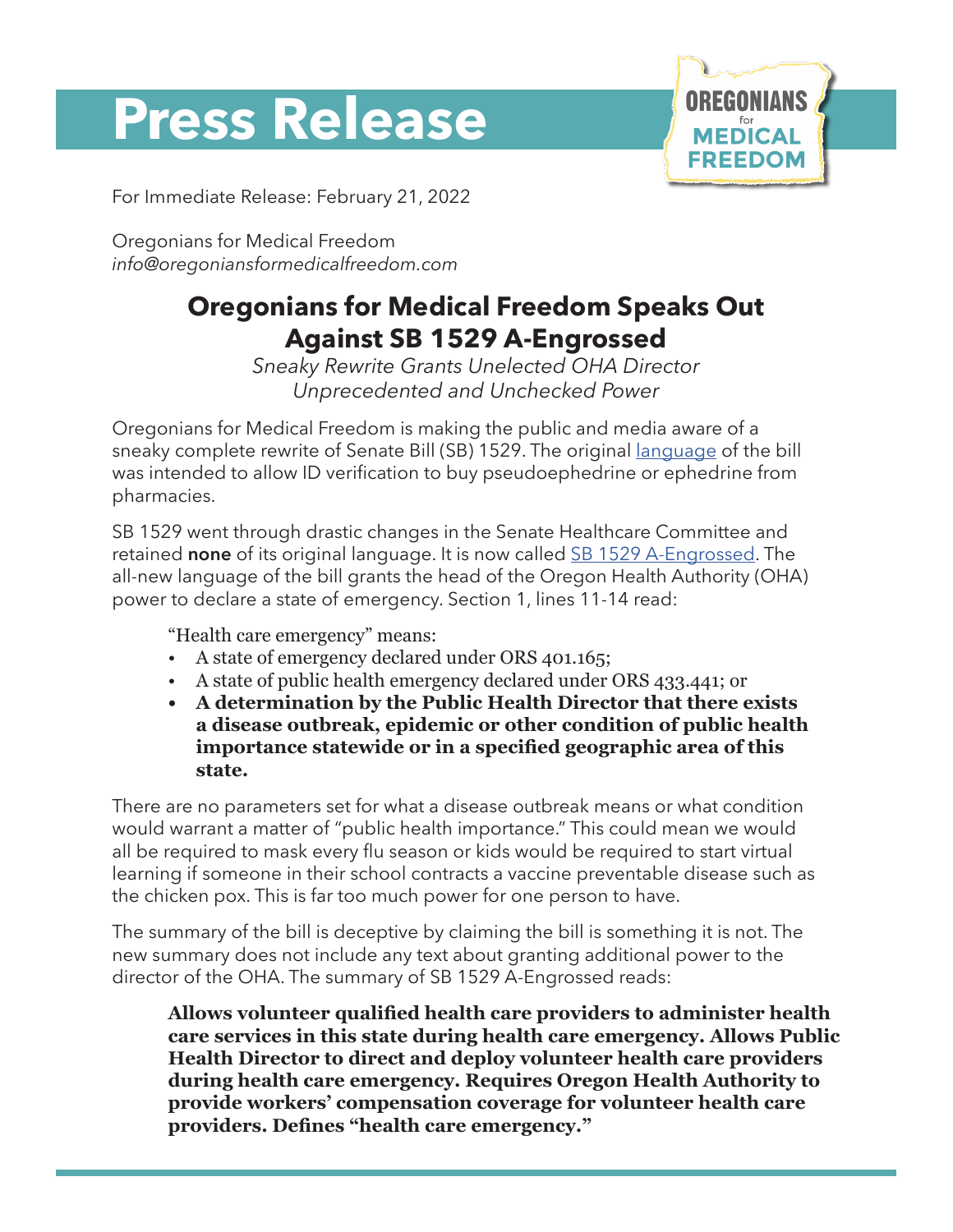# Press Release

OREGONIANS for MEDICAL FREEDOM

For Immediate Release: February 21, 2022

Oregonians for Medical Freedom
*info@oregoniansformedicalfreedom.com*

## Oregonians for Medical Freedom Speaks Out Against SB 1529 A-Engrossed

*Sneaky Rewrite Grants Unelected OHA Director Unprecedented and Unchecked Power*

Oregonians for Medical Freedom is making the public and media aware of a sneaky complete rewrite of Senate Bill (SB) 1529. The original [language] of the bill was intended to allow ID verification to buy pseudoephedrine or ephedrine from pharmacies.

SB 1529 went through drastic changes in the Senate Healthcare Committee and retained **none** of its original language. It is now called [SB 1529 A-Engrossed]. The all-new language of the bill grants the head of the Oregon Health Authority (OHA) power to declare a state of emergency. Section 1, lines 11-14 read:

> "Health care emergency" means:
> - A state of emergency declared under ORS 401.165;
> - A state of public health emergency declared under ORS 433.441; or
> - **A determination by the Public Health Director that there exists a disease outbreak, epidemic or other condition of public health importance statewide or in a specified geographic area of this state.**

There are no parameters set for what a disease outbreak means or what condition would warrant a matter of "public health importance." This could mean we would all be required to mask every flu season or kids would be required to start virtual learning if someone in their school contracts a vaccine preventable disease such as the chicken pox. This is far too much power for one person to have.

The summary of the bill is deceptive by claiming the bill is something it is not. The new summary does not include any text about granting additional power to the director of the OHA. The summary of SB 1529 A-Engrossed reads:

> **Allows volunteer qualified health care providers to administer health care services in this state during health care emergency. Allows Public Health Director to direct and deploy volunteer health care providers during health care emergency. Requires Oregon Health Authority to provide workers' compensation coverage for volunteer health care providers. Defines "health care emergency."**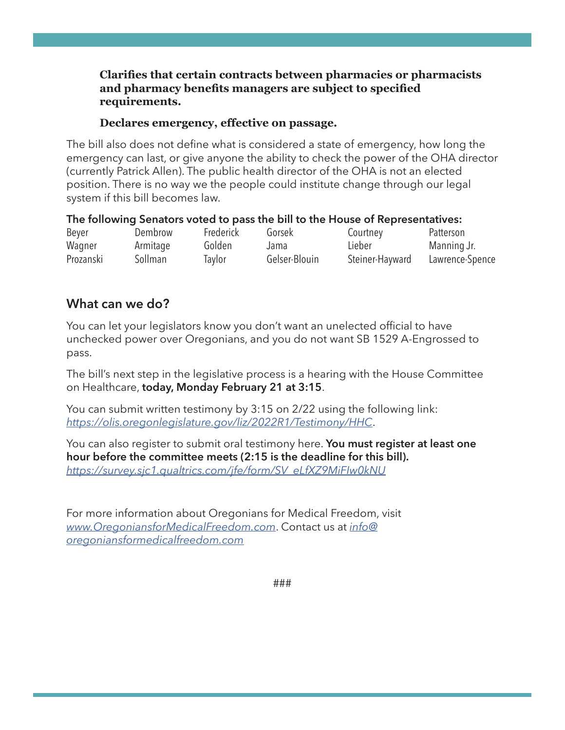**Clarifies that certain contracts between pharmacies or pharmacists and pharmacy benefits managers are subject to specified requirements.**

**Declares emergency, effective on passage.**

The bill also does not define what is considered a state of emergency, how long the emergency can last, or give anyone the ability to check the power of the OHA director (currently Patrick Allen). The public health director of the OHA is not an elected position. There is no way we the people could institute change through our legal system if this bill becomes law.

**The following Senators voted to pass the bill to the House of Representatives:**

| | | | | | |
|---|---|---|---|---|---|
| Beyer | Dembrow | Frederick | Gorsek | Courtney | Patterson |
| Wagner | Armitage | Golden | Jama | Lieber | Manning Jr. |
| Prozanski | Sollman | Taylor | Gelser-Blouin | Steiner-Hayward | Lawrence-Spence |

## What can we do?

You can let your legislators know you don't want an unelected official to have unchecked power over Oregonians, and you do not want SB 1529 A-Engrossed to pass.

The bill's next step in the legislative process is a hearing with the House Committee on Healthcare, **today, Monday February 21 at 3:15**.

You can submit written testimony by 3:15 on 2/22 using the following link: *https://olis.oregonlegislature.gov/liz/2022R1/Testimony/HHC*.

You can also register to submit oral testimony here. **You must register at least one hour before the committee meets (2:15 is the deadline for this bill).**
*https://survey.sjc1.qualtrics.com/jfe/form/SV_eLfXZ9MiFIw0kNU*

For more information about Oregonians for Medical Freedom, visit *www.OregoniansforMedicalFreedom.com*. Contact us at *info@oregoniansformedicalfreedom.com*

###